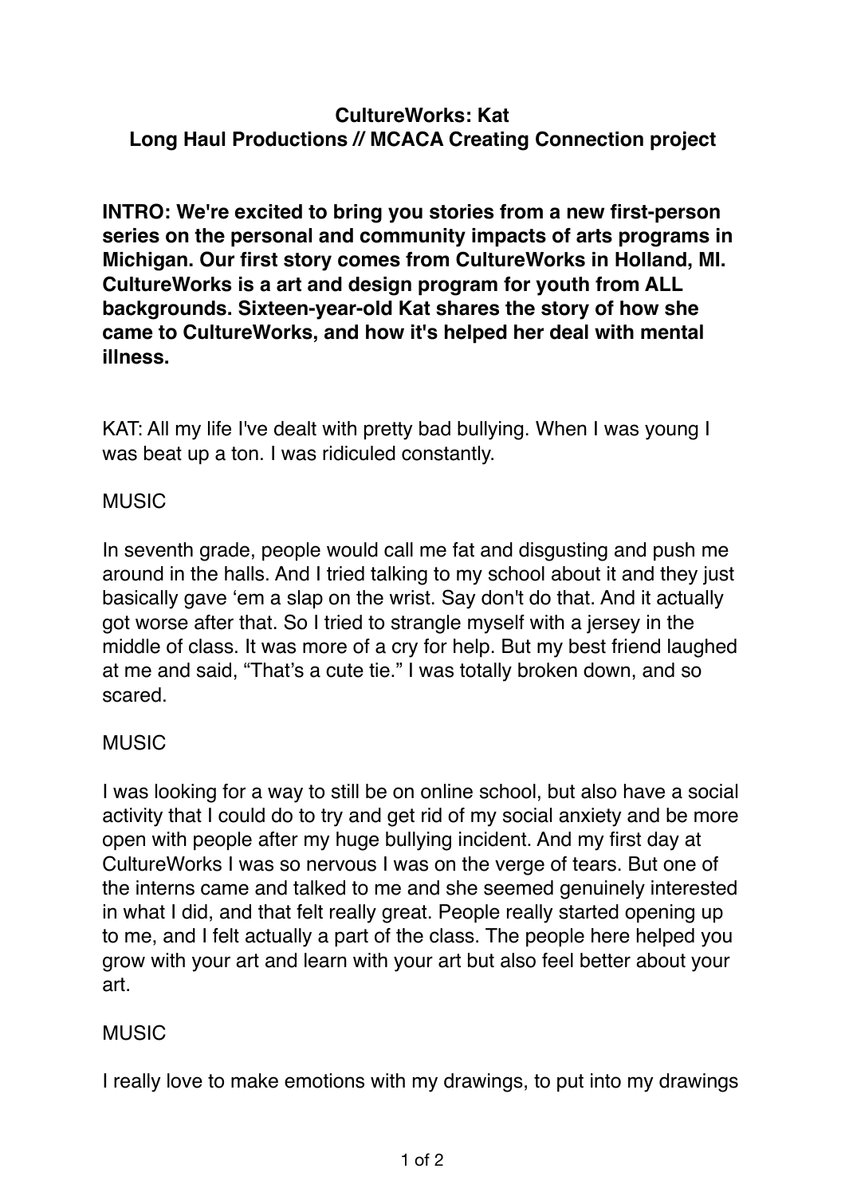# CultureWorks: Kat
## Long Haul Productions // MCACA Creating Connection project

**INTRO: We're excited to bring you stories from a new first-person series on the personal and community impacts of arts programs in Michigan. Our first story comes from CultureWorks in Holland, MI. CultureWorks is a art and design program for youth from ALL backgrounds. Sixteen-year-old Kat shares the story of how she came to CultureWorks, and how it's helped her deal with mental illness.**

KAT: All my life I've dealt with pretty bad bullying. When I was young I was beat up a ton. I was ridiculed constantly.

MUSIC

In seventh grade, people would call me fat and disgusting and push me around in the halls. And I tried talking to my school about it and they just basically gave 'em a slap on the wrist. Say don't do that. And it actually got worse after that. So I tried to strangle myself with a jersey in the middle of class. It was more of a cry for help. But my best friend laughed at me and said, "That's a cute tie." I was totally broken down, and so scared.

MUSIC

I was looking for a way to still be on online school, but also have a social activity that I could do to try and get rid of my social anxiety and be more open with people after my huge bullying incident. And my first day at CultureWorks I was so nervous I was on the verge of tears. But one of the interns came and talked to me and she seemed genuinely interested in what I did, and that felt really great. People really started opening up to me, and I felt actually a part of the class. The people here helped you grow with your art and learn with your art but also feel better about your art.

MUSIC

I really love to make emotions with my drawings, to put into my drawings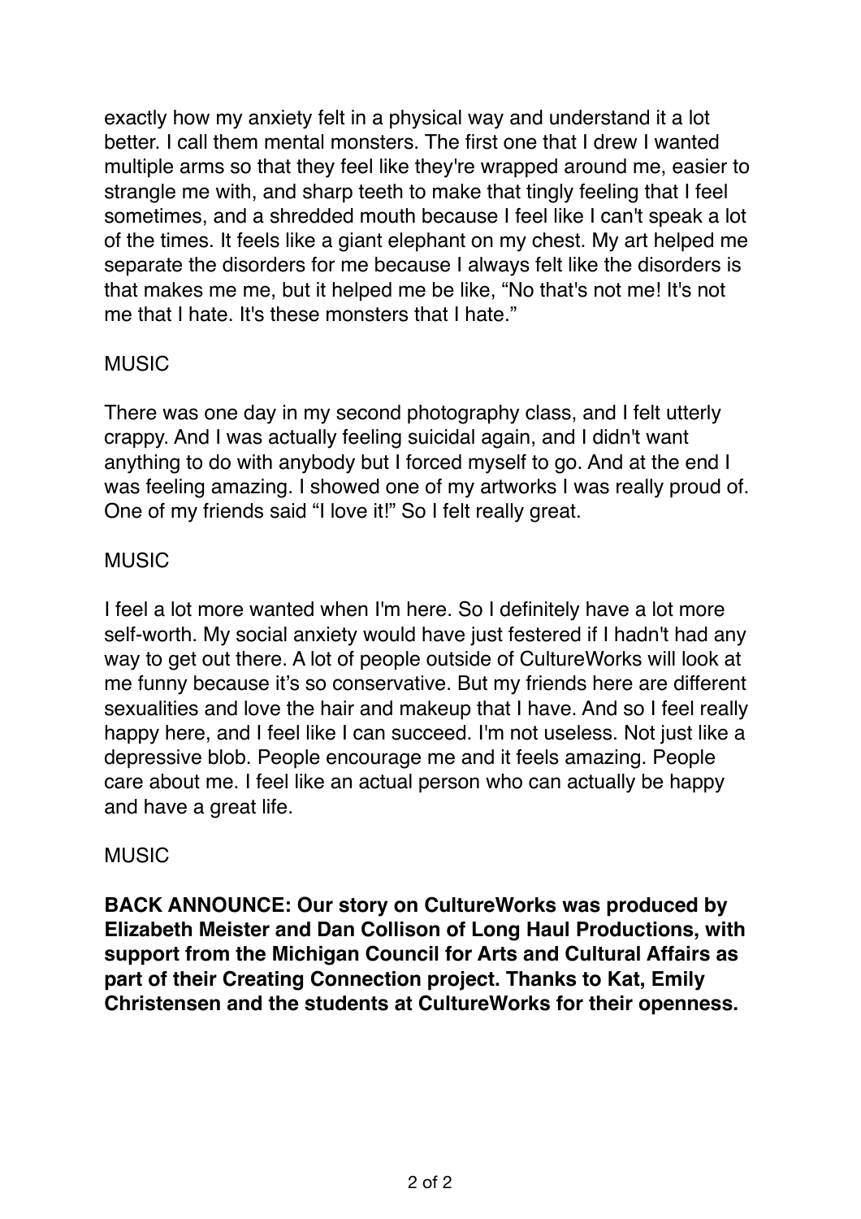exactly how my anxiety felt in a physical way and understand it a lot better. I call them mental monsters. The first one that I drew I wanted multiple arms so that they feel like they're wrapped around me, easier to strangle me with, and sharp teeth to make that tingly feeling that I feel sometimes, and a shredded mouth because I feel like I can't speak a lot of the times. It feels like a giant elephant on my chest. My art helped me separate the disorders for me because I always felt like the disorders is that makes me me, but it helped me be like, "No that's not me! It's not me that I hate. It's these monsters that I hate."

MUSIC

There was one day in my second photography class, and I felt utterly crappy. And I was actually feeling suicidal again, and I didn't want anything to do with anybody but I forced myself to go. And at the end I was feeling amazing. I showed one of my artworks I was really proud of. One of my friends said "I love it!" So I felt really great.

MUSIC

I feel a lot more wanted when I'm here. So I definitely have a lot more self-worth. My social anxiety would have just festered if I hadn't had any way to get out there. A lot of people outside of CultureWorks will look at me funny because it's so conservative. But my friends here are different sexualities and love the hair and makeup that I have. And so I feel really happy here, and I feel like I can succeed. I'm not useless. Not just like a depressive blob. People encourage me and it feels amazing. People care about me. I feel like an actual person who can actually be happy and have a great life.

MUSIC

**BACK ANNOUNCE: Our story on CultureWorks was produced by Elizabeth Meister and Dan Collison of Long Haul Productions, with support from the Michigan Council for Arts and Cultural Affairs as part of their Creating Connection project. Thanks to Kat, Emily Christensen and the students at CultureWorks for their openness.**